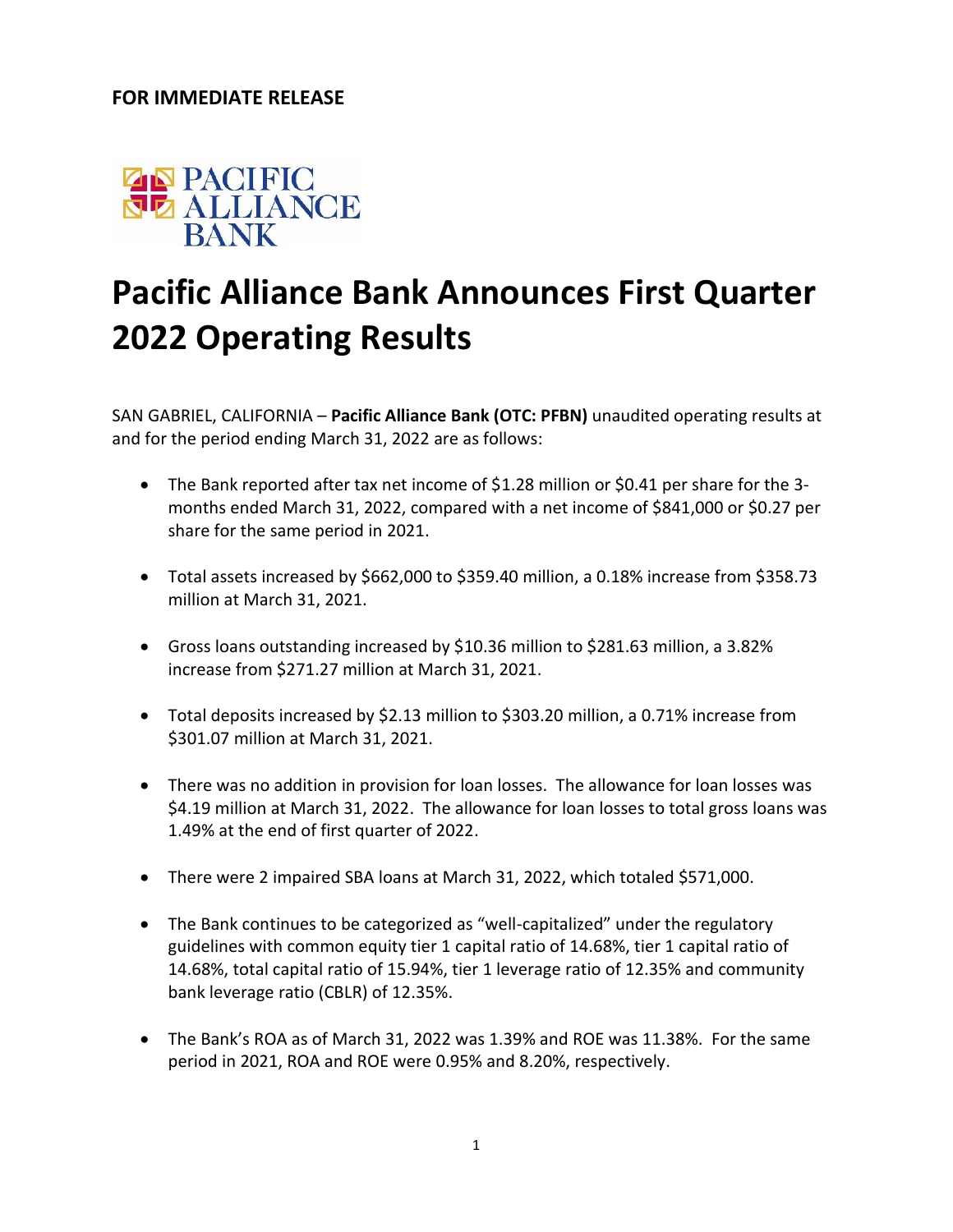**FOR IMMEDIATE RELEASE**

PACIFIC ALLIANCE BANK

# Pacific Alliance Bank Announces First Quarter 2022 Operating Results

SAN GABRIEL, CALIFORNIA – **Pacific Alliance Bank (OTC: PFBN)** unaudited operating results at and for the period ending March 31, 2022 are as follows:

- The Bank reported after tax net income of $1.28 million or $0.41 per share for the 3-months ended March 31, 2022, compared with a net income of $841,000 or $0.27 per share for the same period in 2021.
- Total assets increased by $662,000 to $359.40 million, a 0.18% increase from $358.73 million at March 31, 2021.
- Gross loans outstanding increased by $10.36 million to $281.63 million, a 3.82% increase from $271.27 million at March 31, 2021.
- Total deposits increased by $2.13 million to $303.20 million, a 0.71% increase from $301.07 million at March 31, 2021.
- There was no addition in provision for loan losses. The allowance for loan losses was $4.19 million at March 31, 2022. The allowance for loan losses to total gross loans was 1.49% at the end of first quarter of 2022.
- There were 2 impaired SBA loans at March 31, 2022, which totaled $571,000.
- The Bank continues to be categorized as "well-capitalized" under the regulatory guidelines with common equity tier 1 capital ratio of 14.68%, tier 1 capital ratio of 14.68%, total capital ratio of 15.94%, tier 1 leverage ratio of 12.35% and community bank leverage ratio (CBLR) of 12.35%.
- The Bank's ROA as of March 31, 2022 was 1.39% and ROE was 11.38%. For the same period in 2021, ROA and ROE were 0.95% and 8.20%, respectively.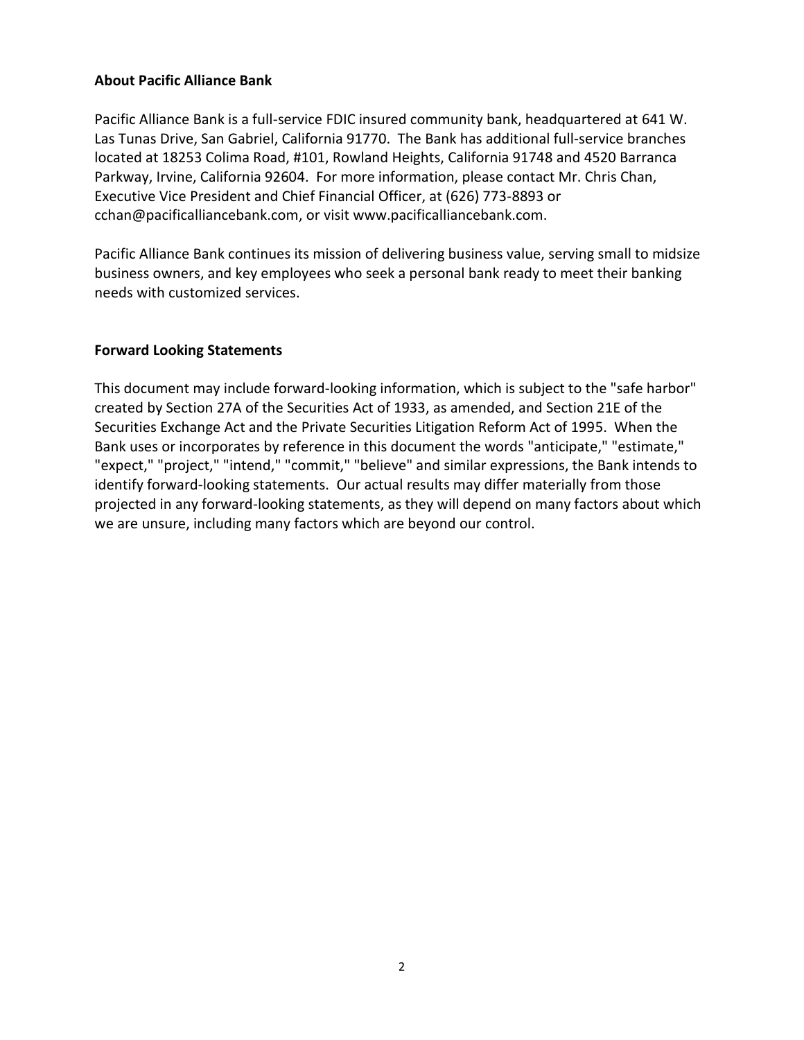**About Pacific Alliance Bank**

Pacific Alliance Bank is a full-service FDIC insured community bank, headquartered at 641 W. Las Tunas Drive, San Gabriel, California 91770. The Bank has additional full-service branches located at 18253 Colima Road, #101, Rowland Heights, California 91748 and 4520 Barranca Parkway, Irvine, California 92604. For more information, please contact Mr. Chris Chan, Executive Vice President and Chief Financial Officer, at (626) 773-8893 or cchan@pacificalliancebank.com, or visit www.pacificalliancebank.com.

Pacific Alliance Bank continues its mission of delivering business value, serving small to midsize business owners, and key employees who seek a personal bank ready to meet their banking needs with customized services.

**Forward Looking Statements**

This document may include forward-looking information, which is subject to the "safe harbor" created by Section 27A of the Securities Act of 1933, as amended, and Section 21E of the Securities Exchange Act and the Private Securities Litigation Reform Act of 1995. When the Bank uses or incorporates by reference in this document the words "anticipate," "estimate," "expect," "project," "intend," "commit," "believe" and similar expressions, the Bank intends to identify forward-looking statements. Our actual results may differ materially from those projected in any forward-looking statements, as they will depend on many factors about which we are unsure, including many factors which are beyond our control.